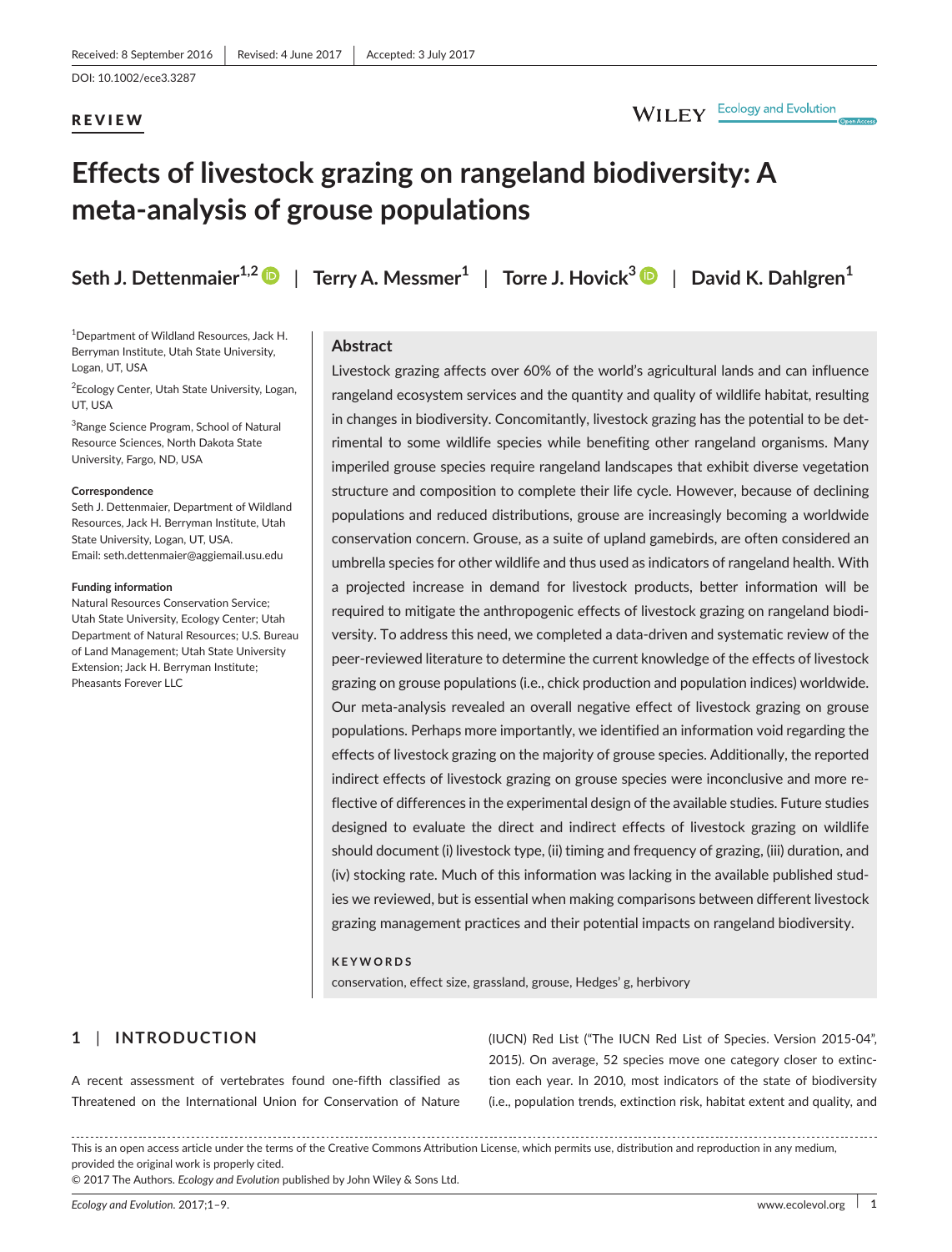Received: 8 September 2016 | Revised: 4 June 2017 | Accepted: 3 July 2017

DOI: 10.1002/ece3.3287

**REVIEW**

# Effects of livestock grazing on rangeland biodiversity: A meta-analysis of grouse populations

**Seth J. Dettenmaier**[1,2] | **Terry A. Messmer**[1] | **Torre J. Hovick**[3] | **David K. Dahlgren**[1]

[1]Department of Wildland Resources, Jack H. Berryman Institute, Utah State University, Logan, UT, USA

[2]Ecology Center, Utah State University, Logan, UT, USA

[3]Range Science Program, School of Natural Resource Sciences, North Dakota State University, Fargo, ND, USA

**Correspondence**
Seth J. Dettenmaier, Department of Wildland Resources, Jack H. Berryman Institute, Utah State University, Logan, UT, USA.
Email: seth.dettenmaier@aggiemail.usu.edu

**Funding information**
Natural Resources Conservation Service; Utah State University, Ecology Center; Utah Department of Natural Resources; U.S. Bureau of Land Management; Utah State University Extension; Jack H. Berryman Institute; Pheasants Forever LLC

## Abstract

Livestock grazing affects over 60% of the world's agricultural lands and can influence rangeland ecosystem services and the quantity and quality of wildlife habitat, resulting in changes in biodiversity. Concomitantly, livestock grazing has the potential to be detrimental to some wildlife species while benefiting other rangeland organisms. Many imperiled grouse species require rangeland landscapes that exhibit diverse vegetation structure and composition to complete their life cycle. However, because of declining populations and reduced distributions, grouse are increasingly becoming a worldwide conservation concern. Grouse, as a suite of upland gamebirds, are often considered an umbrella species for other wildlife and thus used as indicators of rangeland health. With a projected increase in demand for livestock products, better information will be required to mitigate the anthropogenic effects of livestock grazing on rangeland biodiversity. To address this need, we completed a data-driven and systematic review of the peer-reviewed literature to determine the current knowledge of the effects of livestock grazing on grouse populations (i.e., chick production and population indices) worldwide. Our meta-analysis revealed an overall negative effect of livestock grazing on grouse populations. Perhaps more importantly, we identified an information void regarding the effects of livestock grazing on the majority of grouse species. Additionally, the reported indirect effects of livestock grazing on grouse species were inconclusive and more reflective of differences in the experimental design of the available studies. Future studies designed to evaluate the direct and indirect effects of livestock grazing on wildlife should document (i) livestock type, (ii) timing and frequency of grazing, (iii) duration, and (iv) stocking rate. Much of this information was lacking in the available published studies we reviewed, but is essential when making comparisons between different livestock grazing management practices and their potential impacts on rangeland biodiversity.

**KEYWORDS**

conservation, effect size, grassland, grouse, Hedges' g, herbivory

## 1 | INTRODUCTION

A recent assessment of vertebrates found one-fifth classified as Threatened on the International Union for Conservation of Nature (IUCN) Red List ("The IUCN Red List of Species. Version 2015-04", 2015). On average, 52 species move one category closer to extinction each year. In 2010, most indicators of the state of biodiversity (i.e., population trends, extinction risk, habitat extent and quality, and

This is an open access article under the terms of the Creative Commons Attribution License, which permits use, distribution and reproduction in any medium, provided the original work is properly cited.
© 2017 The Authors. *Ecology and Evolution* published by John Wiley & Sons Ltd.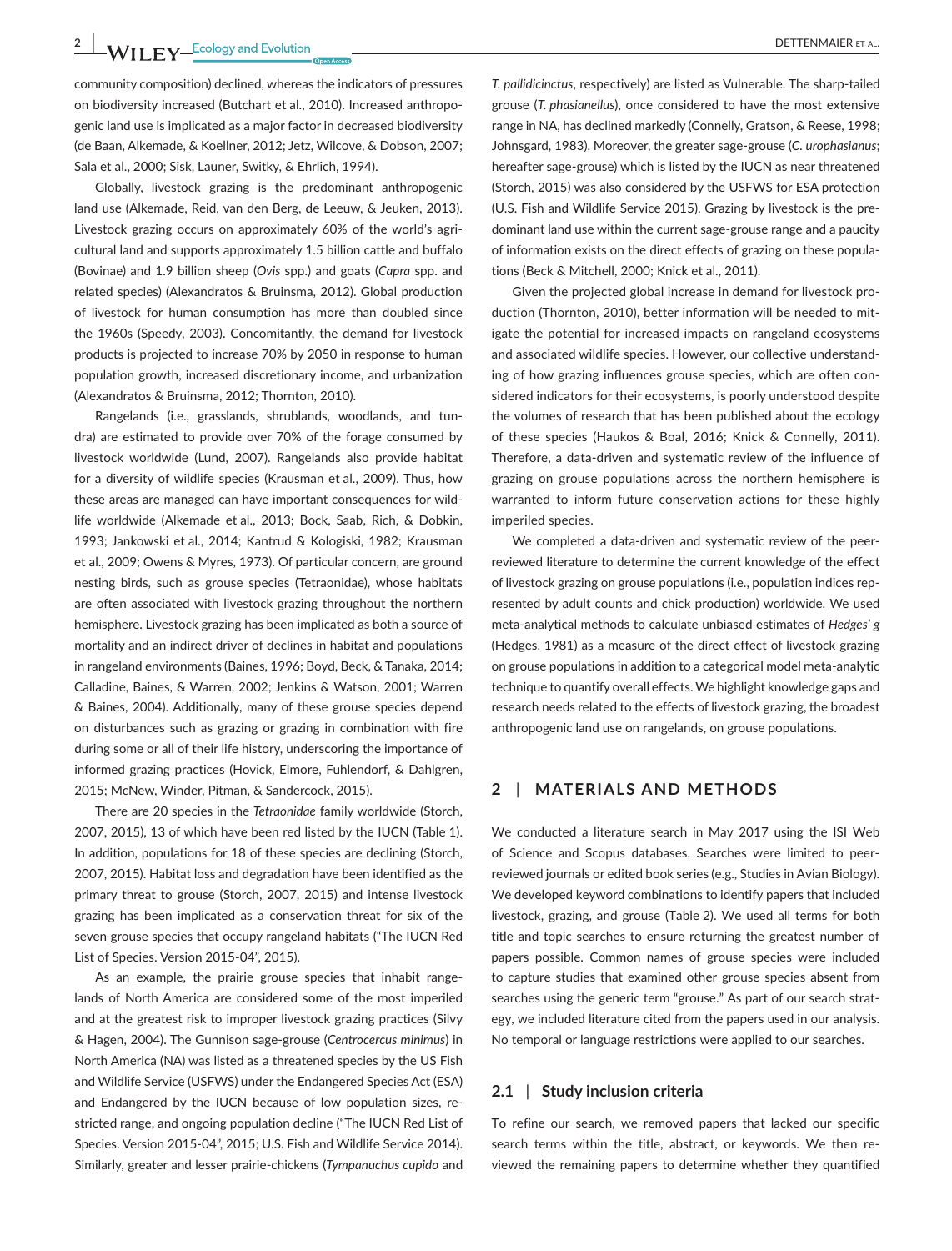community composition) declined, whereas the indicators of pressures on biodiversity increased (Butchart et al., 2010). Increased anthropogenic land use is implicated as a major factor in decreased biodiversity (de Baan, Alkemade, & Koellner, 2012; Jetz, Wilcove, & Dobson, 2007; Sala et al., 2000; Sisk, Launer, Switky, & Ehrlich, 1994).

Globally, livestock grazing is the predominant anthropogenic land use (Alkemade, Reid, van den Berg, de Leeuw, & Jeuken, 2013). Livestock grazing occurs on approximately 60% of the world's agricultural land and supports approximately 1.5 billion cattle and buffalo (Bovinae) and 1.9 billion sheep (*Ovis* spp.) and goats (*Capra* spp. and related species) (Alexandratos & Bruinsma, 2012). Global production of livestock for human consumption has more than doubled since the 1960s (Speedy, 2003). Concomitantly, the demand for livestock products is projected to increase 70% by 2050 in response to human population growth, increased discretionary income, and urbanization (Alexandratos & Bruinsma, 2012; Thornton, 2010).

Rangelands (i.e., grasslands, shrublands, woodlands, and tundra) are estimated to provide over 70% of the forage consumed by livestock worldwide (Lund, 2007). Rangelands also provide habitat for a diversity of wildlife species (Krausman et al., 2009). Thus, how these areas are managed can have important consequences for wildlife worldwide (Alkemade et al., 2013; Bock, Saab, Rich, & Dobkin, 1993; Jankowski et al., 2014; Kantrud & Kologiski, 1982; Krausman et al., 2009; Owens & Myres, 1973). Of particular concern, are ground nesting birds, such as grouse species (Tetraonidae), whose habitats are often associated with livestock grazing throughout the northern hemisphere. Livestock grazing has been implicated as both a source of mortality and an indirect driver of declines in habitat and populations in rangeland environments (Baines, 1996; Boyd, Beck, & Tanaka, 2014; Calladine, Baines, & Warren, 2002; Jenkins & Watson, 2001; Warren & Baines, 2004). Additionally, many of these grouse species depend on disturbances such as grazing or grazing in combination with fire during some or all of their life history, underscoring the importance of informed grazing practices (Hovick, Elmore, Fuhlendorf, & Dahlgren, 2015; McNew, Winder, Pitman, & Sandercock, 2015).

There are 20 species in the *Tetraonidae* family worldwide (Storch, 2007, 2015), 13 of which have been red listed by the IUCN (Table 1). In addition, populations for 18 of these species are declining (Storch, 2007, 2015). Habitat loss and degradation have been identified as the primary threat to grouse (Storch, 2007, 2015) and intense livestock grazing has been implicated as a conservation threat for six of the seven grouse species that occupy rangeland habitats ("The IUCN Red List of Species. Version 2015-04", 2015).

As an example, the prairie grouse species that inhabit rangelands of North America are considered some of the most imperiled and at the greatest risk to improper livestock grazing practices (Silvy & Hagen, 2004). The Gunnison sage-grouse (*Centrocercus minimus*) in North America (NA) was listed as a threatened species by the US Fish and Wildlife Service (USFWS) under the Endangered Species Act (ESA) and Endangered by the IUCN because of low population sizes, restricted range, and ongoing population decline ("The IUCN Red List of Species. Version 2015-04", 2015; U.S. Fish and Wildlife Service 2014). Similarly, greater and lesser prairie-chickens (*Tympanuchus cupido* and *T. pallidicinctus*, respectively) are listed as Vulnerable. The sharp-tailed grouse (*T. phasianellus*), once considered to have the most extensive range in NA, has declined markedly (Connelly, Gratson, & Reese, 1998; Johnsgard, 1983). Moreover, the greater sage-grouse (*C. urophasianus*; hereafter sage-grouse) which is listed by the IUCN as near threatened (Storch, 2015) was also considered by the USFWS for ESA protection (U.S. Fish and Wildlife Service 2015). Grazing by livestock is the predominant land use within the current sage-grouse range and a paucity of information exists on the direct effects of grazing on these populations (Beck & Mitchell, 2000; Knick et al., 2011).

Given the projected global increase in demand for livestock production (Thornton, 2010), better information will be needed to mitigate the potential for increased impacts on rangeland ecosystems and associated wildlife species. However, our collective understanding of how grazing influences grouse species, which are often considered indicators for their ecosystems, is poorly understood despite the volumes of research that has been published about the ecology of these species (Haukos & Boal, 2016; Knick & Connelly, 2011). Therefore, a data-driven and systematic review of the influence of grazing on grouse populations across the northern hemisphere is warranted to inform future conservation actions for these highly imperiled species.

We completed a data-driven and systematic review of the peer-reviewed literature to determine the current knowledge of the effect of livestock grazing on grouse populations (i.e., population indices represented by adult counts and chick production) worldwide. We used meta-analytical methods to calculate unbiased estimates of *Hedges' g* (Hedges, 1981) as a measure of the direct effect of livestock grazing on grouse populations in addition to a categorical model meta-analytic technique to quantify overall effects. We highlight knowledge gaps and research needs related to the effects of livestock grazing, the broadest anthropogenic land use on rangelands, on grouse populations.

## 2 | MATERIALS AND METHODS

We conducted a literature search in May 2017 using the ISI Web of Science and Scopus databases. Searches were limited to peer-reviewed journals or edited book series (e.g., Studies in Avian Biology). We developed keyword combinations to identify papers that included livestock, grazing, and grouse (Table 2). We used all terms for both title and topic searches to ensure returning the greatest number of papers possible. Common names of grouse species were included to capture studies that examined other grouse species absent from searches using the generic term "grouse." As part of our search strategy, we included literature cited from the papers used in our analysis. No temporal or language restrictions were applied to our searches.

### 2.1 | Study inclusion criteria

To refine our search, we removed papers that lacked our specific search terms within the title, abstract, or keywords. We then reviewed the remaining papers to determine whether they quantified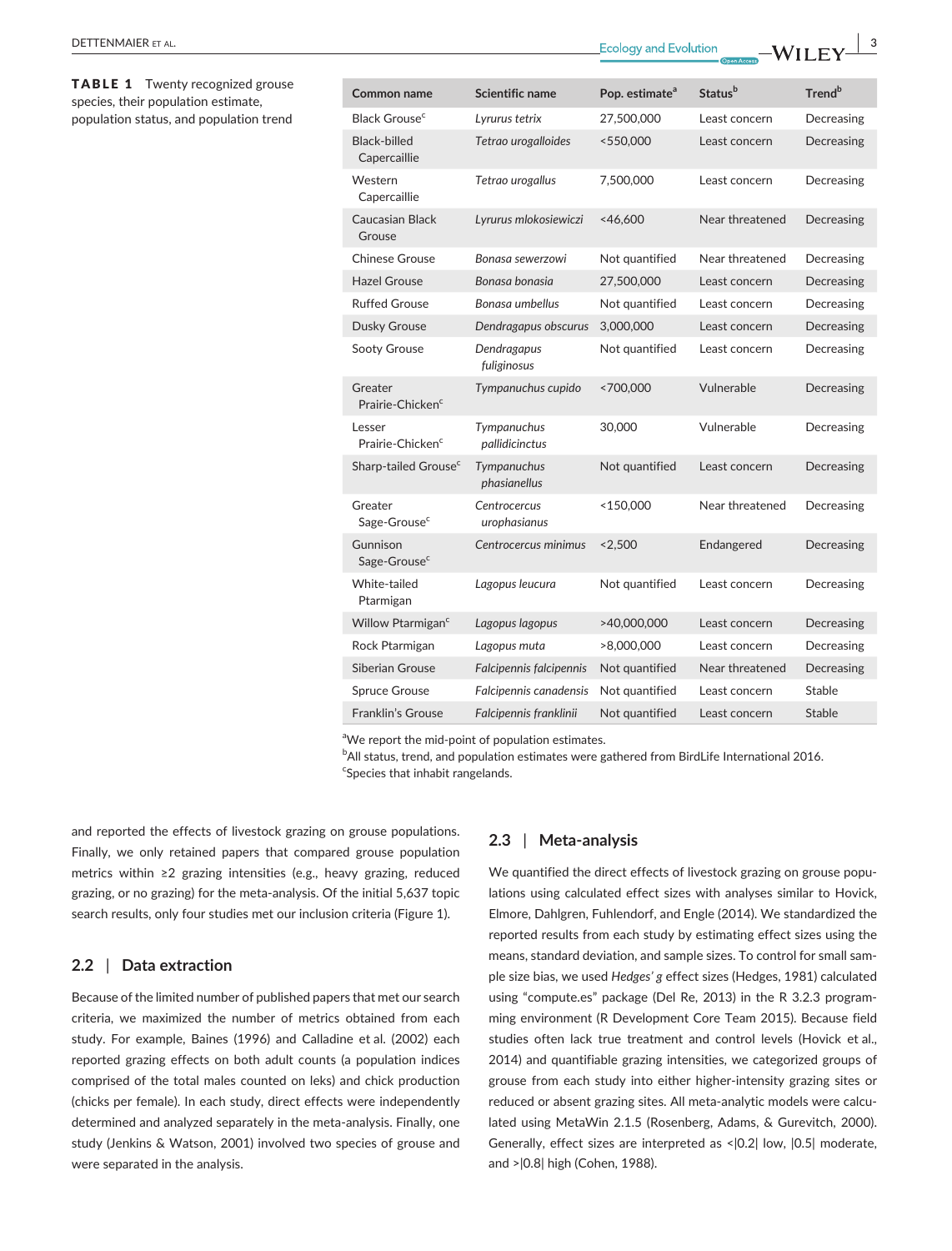**TABLE 1** Twenty recognized grouse species, their population estimate, population status, and population trend

| Common name | Scientific name | Pop. estimate[a] | Status[b] | Trend[b] |
|---|---|---|---|---|
| Black Grouse[c] | *Lyrurus tetrix* | 27,500,000 | Least concern | Decreasing |
| Black-billed Capercaillie | *Tetrao urogalloides* | <550,000 | Least concern | Decreasing |
| Western Capercaillie | *Tetrao urogallus* | 7,500,000 | Least concern | Decreasing |
| Caucasian Black Grouse | *Lyrurus mlokosiewiczi* | <46,600 | Near threatened | Decreasing |
| Chinese Grouse | *Bonasa sewerzowi* | Not quantified | Near threatened | Decreasing |
| Hazel Grouse | *Bonasa bonasia* | 27,500,000 | Least concern | Decreasing |
| Ruffed Grouse | *Bonasa umbellus* | Not quantified | Least concern | Decreasing |
| Dusky Grouse | *Dendragapus obscurus* | 3,000,000 | Least concern | Decreasing |
| Sooty Grouse | *Dendragapus fuliginosus* | Not quantified | Least concern | Decreasing |
| Greater Prairie-Chicken[c] | *Tympanuchus cupido* | <700,000 | Vulnerable | Decreasing |
| Lesser Prairie-Chicken[c] | *Tympanuchus pallidicinctus* | 30,000 | Vulnerable | Decreasing |
| Sharp-tailed Grouse[c] | *Tympanuchus phasianellus* | Not quantified | Least concern | Decreasing |
| Greater Sage-Grouse[c] | *Centrocercus urophasianus* | <150,000 | Near threatened | Decreasing |
| Gunnison Sage-Grouse[c] | *Centrocercus minimus* | <2,500 | Endangered | Decreasing |
| White-tailed Ptarmigan | *Lagopus leucura* | Not quantified | Least concern | Decreasing |
| Willow Ptarmigan[c] | *Lagopus lagopus* | >40,000,000 | Least concern | Decreasing |
| Rock Ptarmigan | *Lagopus muta* | >8,000,000 | Least concern | Decreasing |
| Siberian Grouse | *Falcipennis falcipennis* | Not quantified | Near threatened | Decreasing |
| Spruce Grouse | *Falcipennis canadensis* | Not quantified | Least concern | Stable |
| Franklin's Grouse | *Falcipennis franklinii* | Not quantified | Least concern | Stable |

[a]We report the mid-point of population estimates.
[b]All status, trend, and population estimates were gathered from BirdLife International 2016.
[c]Species that inhabit rangelands.

and reported the effects of livestock grazing on grouse populations. Finally, we only retained papers that compared grouse population metrics within ≥2 grazing intensities (e.g., heavy grazing, reduced grazing, or no grazing) for the meta-analysis. Of the initial 5,637 topic search results, only four studies met our inclusion criteria (Figure 1).

## 2.2 | Data extraction

Because of the limited number of published papers that met our search criteria, we maximized the number of metrics obtained from each study. For example, Baines (1996) and Calladine et al. (2002) each reported grazing effects on both adult counts (a population indices comprised of the total males counted on leks) and chick production (chicks per female). In each study, direct effects were independently determined and analyzed separately in the meta-analysis. Finally, one study (Jenkins & Watson, 2001) involved two species of grouse and were separated in the analysis.

## 2.3 | Meta-analysis

We quantified the direct effects of livestock grazing on grouse populations using calculated effect sizes with analyses similar to Hovick, Elmore, Dahlgren, Fuhlendorf, and Engle (2014). We standardized the reported results from each study by estimating effect sizes using the means, standard deviation, and sample sizes. To control for small sample size bias, we used *Hedges' g* effect sizes (Hedges, 1981) calculated using "compute.es" package (Del Re, 2013) in the R 3.2.3 programming environment (R Development Core Team 2015). Because field studies often lack true treatment and control levels (Hovick et al., 2014) and quantifiable grazing intensities, we categorized groups of grouse from each study into either higher-intensity grazing sites or reduced or absent grazing sites. All meta-analytic models were calculated using MetaWin 2.1.5 (Rosenberg, Adams, & Gurevitch, 2000). Generally, effect sizes are interpreted as <|0.2| low, |0.5| moderate, and >|0.8| high (Cohen, 1988).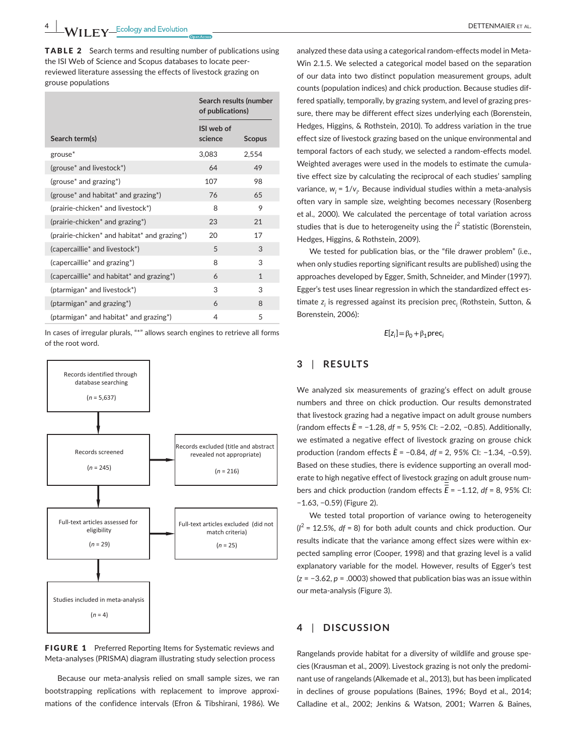**TABLE 2** Search terms and resulting number of publications using the ISI Web of Science and Scopus databases to locate peer-reviewed literature assessing the effects of livestock grazing on grouse populations

| Search term(s) | Search results (number of publications) | |
|---|---|---|
| | ISI web of science | Scopus |
| grouse* | 3,083 | 2,554 |
| (grouse* and livestock*) | 64 | 49 |
| (grouse* and grazing*) | 107 | 98 |
| (grouse* and habitat* and grazing*) | 76 | 65 |
| (prairie-chicken* and livestock*) | 8 | 9 |
| (prairie-chicken* and grazing*) | 23 | 21 |
| (prairie-chicken* and habitat* and grazing*) | 20 | 17 |
| (capercaillie* and livestock*) | 5 | 3 |
| (capercaillie* and grazing*) | 8 | 3 |
| (capercaillie* and habitat* and grazing*) | 6 | 1 |
| (ptarmigan* and livestock*) | 3 | 3 |
| (ptarmigan* and grazing*) | 6 | 8 |
| (ptarmigan* and habitat* and grazing*) | 4 | 5 |

In cases of irregular plurals, "*" allows search engines to retrieve all forms of the root word.

Records identified through database searching ($n$ = 5,637)

Records screened ($n$ = 245)

Records excluded (title and abstract revealed not appropriate) ($n$ = 216)

Full-text articles assessed for eligibility ($n$ = 29)

Full-text articles excluded (did not match criteria) ($n$ = 25)

Studies included in meta-analysis ($n$ = 4)

**FIGURE 1** Preferred Reporting Items for Systematic reviews and Meta-analyses (PRISMA) diagram illustrating study selection process

Because our meta-analysis relied on small sample sizes, we ran bootstrapping replications with replacement to improve approximations of the confidence intervals (Efron & Tibshirani, 1986). We analyzed these data using a categorical random-effects model in MetaWin 2.1.5. We selected a categorical model based on the separation of our data into two distinct population measurement groups, adult counts (population indices) and chick production. Because studies differed spatially, temporally, by grazing system, and level of grazing pressure, there may be different effect sizes underlying each (Borenstein, Hedges, Higgins, & Rothstein, 2010). To address variation in the true effect size of livestock grazing based on the unique environmental and temporal factors of each study, we selected a random-effects model. Weighted averages were used in the models to estimate the cumulative effect size by calculating the reciprocal of each studies' sampling variance, $w_i = 1/v_i$. Because individual studies within a meta-analysis often vary in sample size, weighting becomes necessary (Rosenberg et al., 2000). We calculated the percentage of total variation across studies that is due to heterogeneity using the $I^2$ statistic (Borenstein, Hedges, Higgins, & Rothstein, 2009).

We tested for publication bias, or the "file drawer problem" (i.e., when only studies reporting significant results are published) using the approaches developed by Egger, Smith, Schneider, and Minder (1997). Egger's test uses linear regression in which the standardized effect estimate $z_i$ is regressed against its precision $\text{prec}_i$ (Rothstein, Sutton, & Borenstein, 2006):

$$E[z_i] = \beta_0 + \beta_1 \text{prec}_i$$

## 3 | RESULTS

We analyzed six measurements of grazing's effect on adult grouse numbers and three on chick production. Our results demonstrated that livestock grazing had a negative impact on adult grouse numbers (random effects $\bar{E} = -1.28$, $df = 5$, 95% CI: −2.02, −0.85). Additionally, we estimated a negative effect of livestock grazing on grouse chick production (random effects $\bar{E} = -0.84$, $df = 2$, 95% CI: −1.34, −0.59). Based on these studies, there is evidence supporting an overall moderate to high negative effect of livestock grazing on adult grouse numbers and chick production (random effects $\bar{\bar{E}} = -1.12$, $df = 8$, 95% CI: −1.63, −0.59) (Figure 2).

We tested total proportion of variance owing to heterogeneity ($I^2 = 12.5\%$, $df = 8$) for both adult counts and chick production. Our results indicate that the variance among effect sizes were within expected sampling error (Cooper, 1998) and that grazing level is a valid explanatory variable for the model. However, results of Egger's test ($z = -3.62$, $p = .0003$) showed that publication bias was an issue within our meta-analysis (Figure 3).

## 4 | DISCUSSION

Rangelands provide habitat for a diversity of wildlife and grouse species (Krausman et al., 2009). Livestock grazing is not only the predominant use of rangelands (Alkemade et al., 2013), but has been implicated in declines of grouse populations (Baines, 1996; Boyd et al., 2014; Calladine et al., 2002; Jenkins & Watson, 2001; Warren & Baines,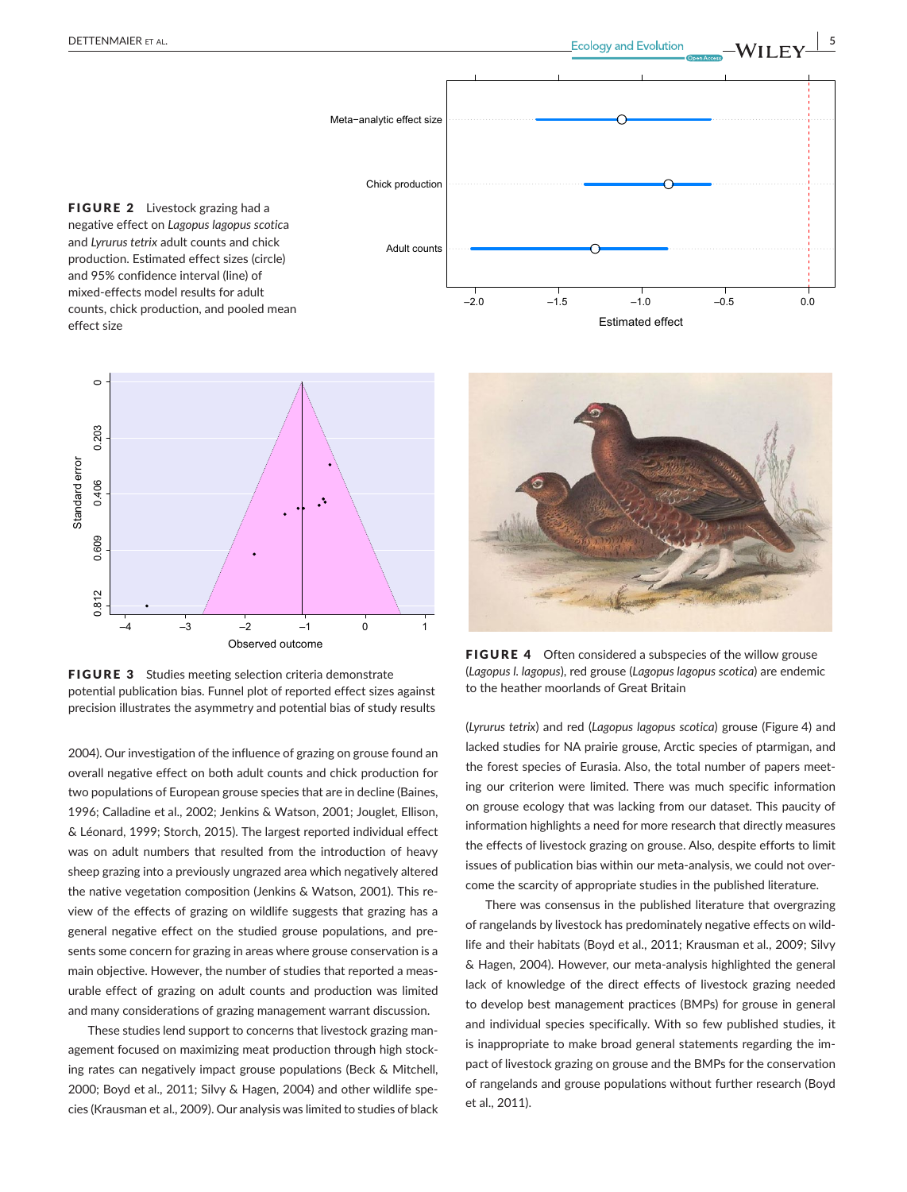**FIGURE 2** Livestock grazing had a negative effect on *Lagopus lagopus scotica* and *Lyrurus tetrix* adult counts and chick production. Estimated effect sizes (circle) and 95% confidence interval (line) of mixed-effects model results for adult counts, chick production, and pooled mean effect size

**FIGURE 3** Studies meeting selection criteria demonstrate potential publication bias. Funnel plot of reported effect sizes against precision illustrates the asymmetry and potential bias of study results

**FIGURE 4** Often considered a subspecies of the willow grouse (*Lagopus l. lagopus*), red grouse (*Lagopus lagopus scotica*) are endemic to the heather moorlands of Great Britain

2004). Our investigation of the influence of grazing on grouse found an overall negative effect on both adult counts and chick production for two populations of European grouse species that are in decline (Baines, 1996; Calladine et al., 2002; Jenkins & Watson, 2001; Jouglet, Ellison, & Léonard, 1999; Storch, 2015). The largest reported individual effect was on adult numbers that resulted from the introduction of heavy sheep grazing into a previously ungrazed area which negatively altered the native vegetation composition (Jenkins & Watson, 2001). This review of the effects of grazing on wildlife suggests that grazing has a general negative effect on the studied grouse populations, and presents some concern for grazing in areas where grouse conservation is a main objective. However, the number of studies that reported a measurable effect of grazing on adult counts and production was limited and many considerations of grazing management warrant discussion.

These studies lend support to concerns that livestock grazing management focused on maximizing meat production through high stocking rates can negatively impact grouse populations (Beck & Mitchell, 2000; Boyd et al., 2011; Silvy & Hagen, 2004) and other wildlife species (Krausman et al., 2009). Our analysis was limited to studies of black (*Lyrurus tetrix*) and red (*Lagopus lagopus scotica*) grouse (Figure 4) and lacked studies for NA prairie grouse, Arctic species of ptarmigan, and the forest species of Eurasia. Also, the total number of papers meeting our criterion were limited. There was much specific information on grouse ecology that was lacking from our dataset. This paucity of information highlights a need for more research that directly measures the effects of livestock grazing on grouse. Also, despite efforts to limit issues of publication bias within our meta-analysis, we could not overcome the scarcity of appropriate studies in the published literature.

There was consensus in the published literature that overgrazing of rangelands by livestock has predominately negative effects on wildlife and their habitats (Boyd et al., 2011; Krausman et al., 2009; Silvy & Hagen, 2004). However, our meta-analysis highlighted the general lack of knowledge of the direct effects of livestock grazing needed to develop best management practices (BMPs) for grouse in general and individual species specifically. With so few published studies, it is inappropriate to make broad general statements regarding the impact of livestock grazing on grouse and the BMPs for the conservation of rangelands and grouse populations without further research (Boyd et al., 2011).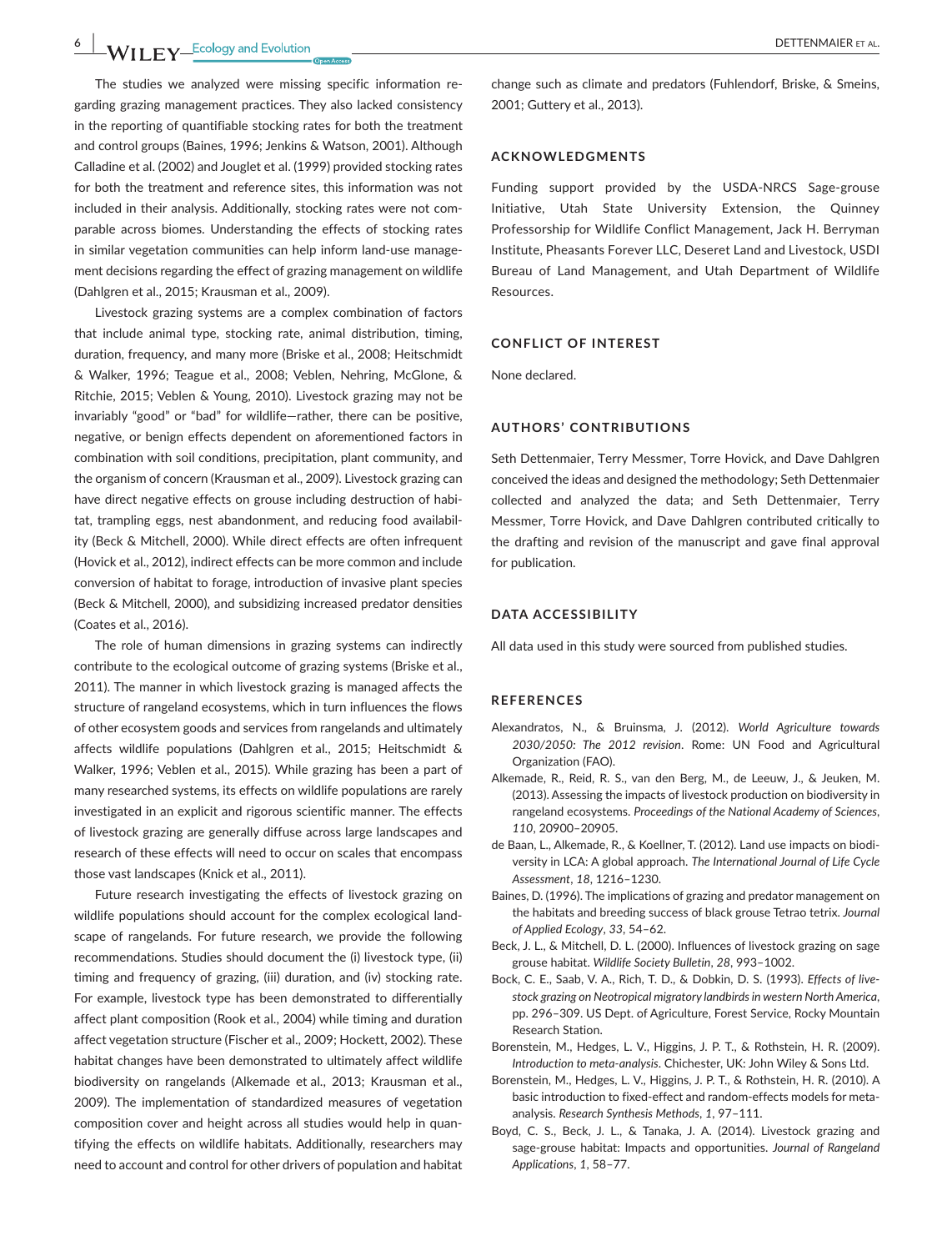The studies we analyzed were missing specific information regarding grazing management practices. They also lacked consistency in the reporting of quantifiable stocking rates for both the treatment and control groups (Baines, 1996; Jenkins & Watson, 2001). Although Calladine et al. (2002) and Jouglet et al. (1999) provided stocking rates for both the treatment and reference sites, this information was not included in their analysis. Additionally, stocking rates were not comparable across biomes. Understanding the effects of stocking rates in similar vegetation communities can help inform land-use management decisions regarding the effect of grazing management on wildlife (Dahlgren et al., 2015; Krausman et al., 2009).

Livestock grazing systems are a complex combination of factors that include animal type, stocking rate, animal distribution, timing, duration, frequency, and many more (Briske et al., 2008; Heitschmidt & Walker, 1996; Teague et al., 2008; Veblen, Nehring, McGlone, & Ritchie, 2015; Veblen & Young, 2010). Livestock grazing may not be invariably "good" or "bad" for wildlife—rather, there can be positive, negative, or benign effects dependent on aforementioned factors in combination with soil conditions, precipitation, plant community, and the organism of concern (Krausman et al., 2009). Livestock grazing can have direct negative effects on grouse including destruction of habitat, trampling eggs, nest abandonment, and reducing food availability (Beck & Mitchell, 2000). While direct effects are often infrequent (Hovick et al., 2012), indirect effects can be more common and include conversion of habitat to forage, introduction of invasive plant species (Beck & Mitchell, 2000), and subsidizing increased predator densities (Coates et al., 2016).

The role of human dimensions in grazing systems can indirectly contribute to the ecological outcome of grazing systems (Briske et al., 2011). The manner in which livestock grazing is managed affects the structure of rangeland ecosystems, which in turn influences the flows of other ecosystem goods and services from rangelands and ultimately affects wildlife populations (Dahlgren et al., 2015; Heitschmidt & Walker, 1996; Veblen et al., 2015). While grazing has been a part of many researched systems, its effects on wildlife populations are rarely investigated in an explicit and rigorous scientific manner. The effects of livestock grazing are generally diffuse across large landscapes and research of these effects will need to occur on scales that encompass those vast landscapes (Knick et al., 2011).

Future research investigating the effects of livestock grazing on wildlife populations should account for the complex ecological landscape of rangelands. For future research, we provide the following recommendations. Studies should document the (i) livestock type, (ii) timing and frequency of grazing, (iii) duration, and (iv) stocking rate. For example, livestock type has been demonstrated to differentially affect plant composition (Rook et al., 2004) while timing and duration affect vegetation structure (Fischer et al., 2009; Hockett, 2002). These habitat changes have been demonstrated to ultimately affect wildlife biodiversity on rangelands (Alkemade et al., 2013; Krausman et al., 2009). The implementation of standardized measures of vegetation composition cover and height across all studies would help in quantifying the effects on wildlife habitats. Additionally, researchers may need to account and control for other drivers of population and habitat change such as climate and predators (Fuhlendorf, Briske, & Smeins, 2001; Guttery et al., 2013).

## ACKNOWLEDGMENTS

Funding support provided by the USDA-NRCS Sage-grouse Initiative, Utah State University Extension, the Quinney Professorship for Wildlife Conflict Management, Jack H. Berryman Institute, Pheasants Forever LLC, Deseret Land and Livestock, USDI Bureau of Land Management, and Utah Department of Wildlife Resources.

## CONFLICT OF INTEREST

None declared.

## AUTHORS' CONTRIBUTIONS

Seth Dettenmaier, Terry Messmer, Torre Hovick, and Dave Dahlgren conceived the ideas and designed the methodology; Seth Dettenmaier collected and analyzed the data; and Seth Dettenmaier, Terry Messmer, Torre Hovick, and Dave Dahlgren contributed critically to the drafting and revision of the manuscript and gave final approval for publication.

## DATA ACCESSIBILITY

All data used in this study were sourced from published studies.

## REFERENCES

Alexandratos, N., & Bruinsma, J. (2012). *World Agriculture towards 2030/2050: The 2012 revision*. Rome: UN Food and Agricultural Organization (FAO).

Alkemade, R., Reid, R. S., van den Berg, M., de Leeuw, J., & Jeuken, M. (2013). Assessing the impacts of livestock production on biodiversity in rangeland ecosystems. *Proceedings of the National Academy of Sciences*, *110*, 20900–20905.

de Baan, L., Alkemade, R., & Koellner, T. (2012). Land use impacts on biodiversity in LCA: A global approach. *The International Journal of Life Cycle Assessment*, *18*, 1216–1230.

Baines, D. (1996). The implications of grazing and predator management on the habitats and breeding success of black grouse Tetrao tetrix. *Journal of Applied Ecology*, *33*, 54–62.

Beck, J. L., & Mitchell, D. L. (2000). Influences of livestock grazing on sage grouse habitat. *Wildlife Society Bulletin*, *28*, 993–1002.

Bock, C. E., Saab, V. A., Rich, T. D., & Dobkin, D. S. (1993). *Effects of livestock grazing on Neotropical migratory landbirds in western North America*, pp. 296–309. US Dept. of Agriculture, Forest Service, Rocky Mountain Research Station.

Borenstein, M., Hedges, L. V., Higgins, J. P. T., & Rothstein, H. R. (2009). *Introduction to meta-analysis*. Chichester, UK: John Wiley & Sons Ltd.

Borenstein, M., Hedges, L. V., Higgins, J. P. T., & Rothstein, H. R. (2010). A basic introduction to fixed-effect and random-effects models for meta-analysis. *Research Synthesis Methods*, *1*, 97–111.

Boyd, C. S., Beck, J. L., & Tanaka, J. A. (2014). Livestock grazing and sage-grouse habitat: Impacts and opportunities. *Journal of Rangeland Applications*, *1*, 58–77.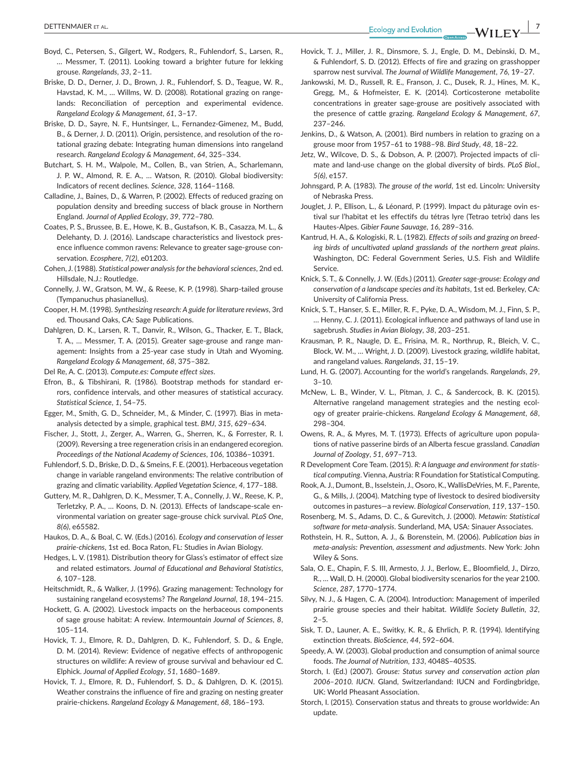Boyd, C., Petersen, S., Gilgert, W., Rodgers, R., Fuhlendorf, S., Larsen, R., … Messmer, T. (2011). Looking toward a brighter future for lekking grouse. *Rangelands*, *33*, 2–11.

Briske, D. D., Derner, J. D., Brown, J. R., Fuhlendorf, S. D., Teague, W. R., Havstad, K. M., … Willms, W. D. (2008). Rotational grazing on rangelands: Reconciliation of perception and experimental evidence. *Rangeland Ecology & Management*, *61*, 3–17.

Briske, D. D., Sayre, N. F., Huntsinger, L., Fernandez-Gimenez, M., Budd, B., & Derner, J. D. (2011). Origin, persistence, and resolution of the rotational grazing debate: Integrating human dimensions into rangeland research. *Rangeland Ecology & Management*, *64*, 325–334.

Butchart, S. H. M., Walpole, M., Collen, B., van Strien, A., Scharlemann, J. P. W., Almond, R. E. A., … Watson, R. (2010). Global biodiversity: Indicators of recent declines. *Science*, *328*, 1164–1168.

Calladine, J., Baines, D., & Warren, P. (2002). Effects of reduced grazing on population density and breeding success of black grouse in Northern England. *Journal of Applied Ecology*, *39*, 772–780.

Coates, P. S., Brussee, B. E., Howe, K. B., Gustafson, K. B., Casazza, M. L., & Delehanty, D. J. (2016). Landscape characteristics and livestock presence influence common ravens: Relevance to greater sage-grouse conservation. *Ecosphere*, *7(2)*, e01203.

Cohen, J. (1988). *Statistical power analysis for the behavioral sciences*, 2nd ed. Hillsdale, N.J.: Routledge.

Connelly, J. W., Gratson, M. W., & Reese, K. P. (1998). Sharp-tailed grouse (Tympanuchus phasianellus).

Cooper, H. M. (1998). *Synthesizing research: A guide for literature reviews*, 3rd ed. Thousand Oaks, CA: Sage Publications.

Dahlgren, D. K., Larsen, R. T., Danvir, R., Wilson, G., Thacker, E. T., Black, T. A., … Messmer, T. A. (2015). Greater sage-grouse and range management: Insights from a 25-year case study in Utah and Wyoming. *Rangeland Ecology & Management*, *68*, 375–382.

Del Re, A. C. (2013). *Compute.es: Compute effect sizes*.

Efron, B., & Tibshirani, R. (1986). Bootstrap methods for standard errors, confidence intervals, and other measures of statistical accuracy. *Statistical Science*, *1*, 54–75.

Egger, M., Smith, G. D., Schneider, M., & Minder, C. (1997). Bias in meta-analysis detected by a simple, graphical test. *BMJ*, *315*, 629–634.

Fischer, J., Stott, J., Zerger, A., Warren, G., Sherren, K., & Forrester, R. I. (2009). Reversing a tree regeneration crisis in an endangered ecoregion. *Proceedings of the National Academy of Sciences*, *106*, 10386–10391.

Fuhlendorf, S. D., Briske, D. D., & Smeins, F. E. (2001). Herbaceous vegetation change in variable rangeland environments: The relative contribution of grazing and climatic variability. *Applied Vegetation Science*, *4*, 177–188.

Guttery, M. R., Dahlgren, D. K., Messmer, T. A., Connelly, J. W., Reese, K. P., Terletzky, P. A., … Koons, D. N. (2013). Effects of landscape-scale environmental variation on greater sage-grouse chick survival. *PLoS One*, *8(6)*, e65582.

Haukos, D. A., & Boal, C. W. (Eds.) (2016). *Ecology and conservation of lesser prairie-chickens*, 1st ed. Boca Raton, FL: Studies in Avian Biology.

Hedges, L. V. (1981). Distribution theory for Glass's estimator of effect size and related estimators. *Journal of Educational and Behavioral Statistics*, *6*, 107–128.

Heitschmidt, R., & Walker, J. (1996). Grazing management: Technology for sustaining rangeland ecosystems? *The Rangeland Journal*, *18*, 194–215.

Hockett, G. A. (2002). Livestock impacts on the herbaceous components of sage grouse habitat: A review. *Intermountain Journal of Sciences*, *8*, 105–114.

Hovick, T. J., Elmore, R. D., Dahlgren, D. K., Fuhlendorf, S. D., & Engle, D. M. (2014). Review: Evidence of negative effects of anthropogenic structures on wildlife: A review of grouse survival and behaviour ed C. Elphick. *Journal of Applied Ecology*, *51*, 1680–1689.

Hovick, T. J., Elmore, R. D., Fuhlendorf, S. D., & Dahlgren, D. K. (2015). Weather constrains the influence of fire and grazing on nesting greater prairie-chickens. *Rangeland Ecology & Management*, *68*, 186–193.

Hovick, T. J., Miller, J. R., Dinsmore, S. J., Engle, D. M., Debinski, D. M., & Fuhlendorf, S. D. (2012). Effects of fire and grazing on grasshopper sparrow nest survival. *The Journal of Wildlife Management*, *76*, 19–27.

Jankowski, M. D., Russell, R. E., Franson, J. C., Dusek, R. J., Hines, M. K., Gregg, M., & Hofmeister, E. K. (2014). Corticosterone metabolite concentrations in greater sage-grouse are positively associated with the presence of cattle grazing. *Rangeland Ecology & Management*, *67*, 237–246.

Jenkins, D., & Watson, A. (2001). Bird numbers in relation to grazing on a grouse moor from 1957–61 to 1988–98. *Bird Study*, *48*, 18–22.

Jetz, W., Wilcove, D. S., & Dobson, A. P. (2007). Projected impacts of climate and land-use change on the global diversity of birds. *PLoS Biol.*, *5(6)*, e157.

Johnsgard, P. A. (1983). *The grouse of the world*, 1st ed. Lincoln: University of Nebraska Press.

Jouglet, J. P., Ellison, L., & Léonard, P. (1999). Impact du pâturage ovin estival sur l'habitat et les effectifs du tétras lyre (Tetrao tetrix) dans les Hautes-Alpes. *Gibier Faune Sauvage*, *16*, 289–316.

Kantrud, H. A., & Kologiski, R. L. (1982). *Effects of soils and grazing on breeding birds of uncultivated upland grasslands of the northern great plains*. Washington, DC: Federal Government Series, U.S. Fish and Wildlife Service.

Knick, S. T., & Connelly, J. W. (Eds.) (2011). *Greater sage-grouse: Ecology and conservation of a landscape species and its habitats*, 1st ed. Berkeley, CA: University of California Press.

Knick, S. T., Hanser, S. E., Miller, R. F., Pyke, D. A., Wisdom, M. J., Finn, S. P., … Henny, C. J. (2011). Ecological influence and pathways of land use in sagebrush. *Studies in Avian Biology*, *38*, 203–251.

Krausman, P. R., Naugle, D. E., Frisina, M. R., Northrup, R., Bleich, V. C., Block, W. M., … Wright, J. D. (2009). Livestock grazing, wildlife habitat, and rangeland values. *Rangelands*, *31*, 15–19.

Lund, H. G. (2007). Accounting for the world's rangelands. *Rangelands*, *29*, 3–10.

McNew, L. B., Winder, V. L., Pitman, J. C., & Sandercock, B. K. (2015). Alternative rangeland management strategies and the nesting ecology of greater prairie-chickens. *Rangeland Ecology & Management*, *68*, 298–304.

Owens, R. A., & Myres, M. T. (1973). Effects of agriculture upon populations of native passerine birds of an Alberta fescue grassland. *Canadian Journal of Zoology*, *51*, 697–713.

R Development Core Team. (2015). *R: A language and environment for statistical computing*. Vienna, Austria: R Foundation for Statistical Computing.

Rook, A. J., Dumont, B., Isselstein, J., Osoro, K., WallisDeVries, M. F., Parente, G., & Mills, J. (2004). Matching type of livestock to desired biodiversity outcomes in pastures—a review. *Biological Conservation*, *119*, 137–150.

Rosenberg, M. S., Adams, D. C., & Gurevitch, J. (2000). *Metawin: Statistical software for meta-analysis*. Sunderland, MA, USA: Sinauer Associates.

Rothstein, H. R., Sutton, A. J., & Borenstein, M. (2006). *Publication bias in meta-analysis: Prevention, assessment and adjustments*. New York: John Wiley & Sons.

Sala, O. E., Chapin, F. S. III, Armesto, J. J., Berlow, E., Bloomfield, J., Dirzo, R., … Wall, D. H. (2000). Global biodiversity scenarios for the year 2100. *Science*, *287*, 1770–1774.

Silvy, N. J., & Hagen, C. A. (2004). Introduction: Management of imperiled prairie grouse species and their habitat. *Wildlife Society Bulletin*, *32*, 2–5.

Sisk, T. D., Launer, A. E., Switky, K. R., & Ehrlich, P. R. (1994). Identifying extinction threats. *BioScience*, *44*, 592–604.

Speedy, A. W. (2003). Global production and consumption of animal source foods. *The Journal of Nutrition*, *133*, 4048S–4053S.

Storch, I. (Ed.) (2007). *Grouse: Status survey and conservation action plan 2006–2010. IUCN*. Gland, Switzerlandand: IUCN and Fordingbridge, UK: World Pheasant Association.

Storch, I. (2015). Conservation status and threats to grouse worldwide: An update.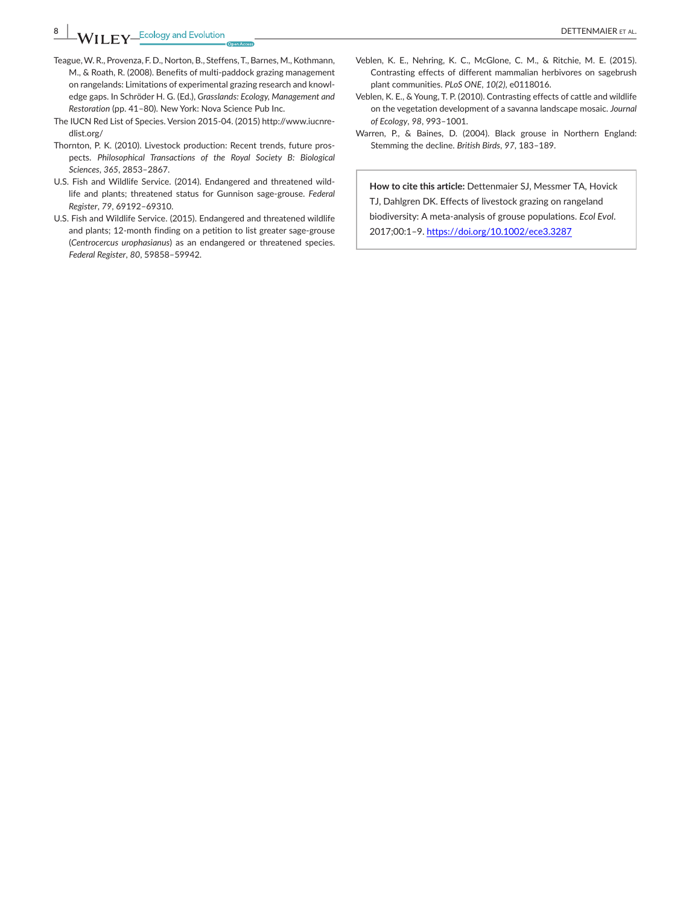Teague, W. R., Provenza, F. D., Norton, B., Steffens, T., Barnes, M., Kothmann, M., & Roath, R. (2008). Benefits of multi-paddock grazing management on rangelands: Limitations of experimental grazing research and knowledge gaps. In Schröder H. G. (Ed.), *Grasslands: Ecology, Management and Restoration* (pp. 41–80). New York: Nova Science Pub Inc.

The IUCN Red List of Species. Version 2015-04. (2015) http://www.iucnredlist.org/

Thornton, P. K. (2010). Livestock production: Recent trends, future prospects. *Philosophical Transactions of the Royal Society B: Biological Sciences*, *365*, 2853–2867.

U.S. Fish and Wildlife Service. (2014). Endangered and threatened wildlife and plants; threatened status for Gunnison sage-grouse. *Federal Register*, *79*, 69192–69310.

U.S. Fish and Wildlife Service. (2015). Endangered and threatened wildlife and plants; 12-month finding on a petition to list greater sage-grouse (*Centrocercus urophasianus*) as an endangered or threatened species. *Federal Register*, *80*, 59858–59942.

Veblen, K. E., Nehring, K. C., McGlone, C. M., & Ritchie, M. E. (2015). Contrasting effects of different mammalian herbivores on sagebrush plant communities. *PLoS ONE*, *10(2)*, e0118016.

Veblen, K. E., & Young, T. P. (2010). Contrasting effects of cattle and wildlife on the vegetation development of a savanna landscape mosaic. *Journal of Ecology*, *98*, 993–1001.

Warren, P., & Baines, D. (2004). Black grouse in Northern England: Stemming the decline. *British Birds*, *97*, 183–189.

**How to cite this article:** Dettenmaier SJ, Messmer TA, Hovick TJ, Dahlgren DK. Effects of livestock grazing on rangeland biodiversity: A meta-analysis of grouse populations. *Ecol Evol*. 2017;00:1–9. https://doi.org/10.1002/ece3.3287